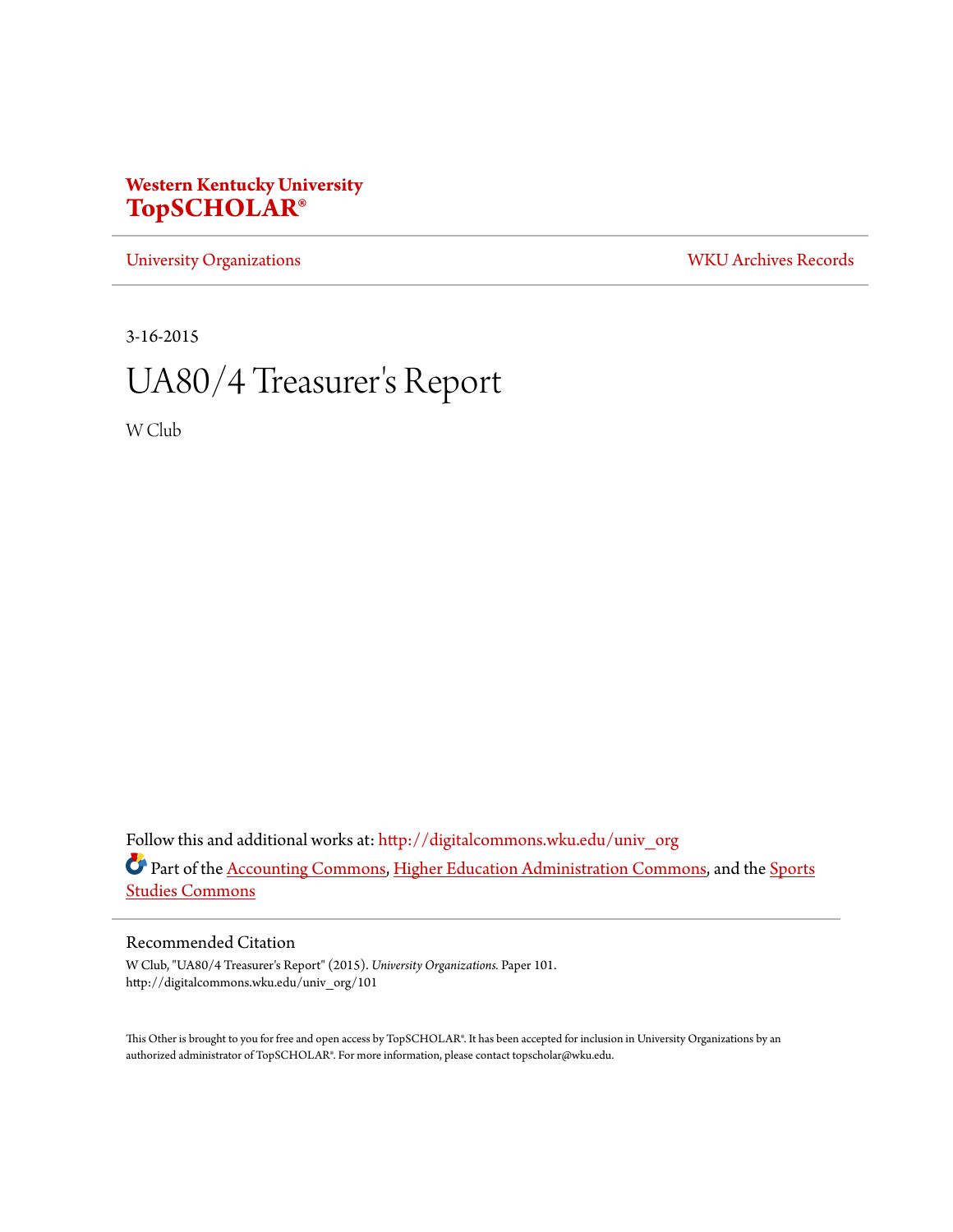**Western Kentucky University**
**TopSCHOLAR®**

University Organizations | WKU Archives Records

3-16-2015

# UA80/4 Treasurer's Report

W Club

Follow this and additional works at: http://digitalcommons.wku.edu/univ_org

Part of the Accounting Commons, Higher Education Administration Commons, and the Sports Studies Commons

## Recommended Citation

W Club, "UA80/4 Treasurer's Report" (2015). *University Organizations.* Paper 101.
http://digitalcommons.wku.edu/univ_org/101

This Other is brought to you for free and open access by TopSCHOLAR®. It has been accepted for inclusion in University Organizations by an authorized administrator of TopSCHOLAR®. For more information, please contact topscholar@wku.edu.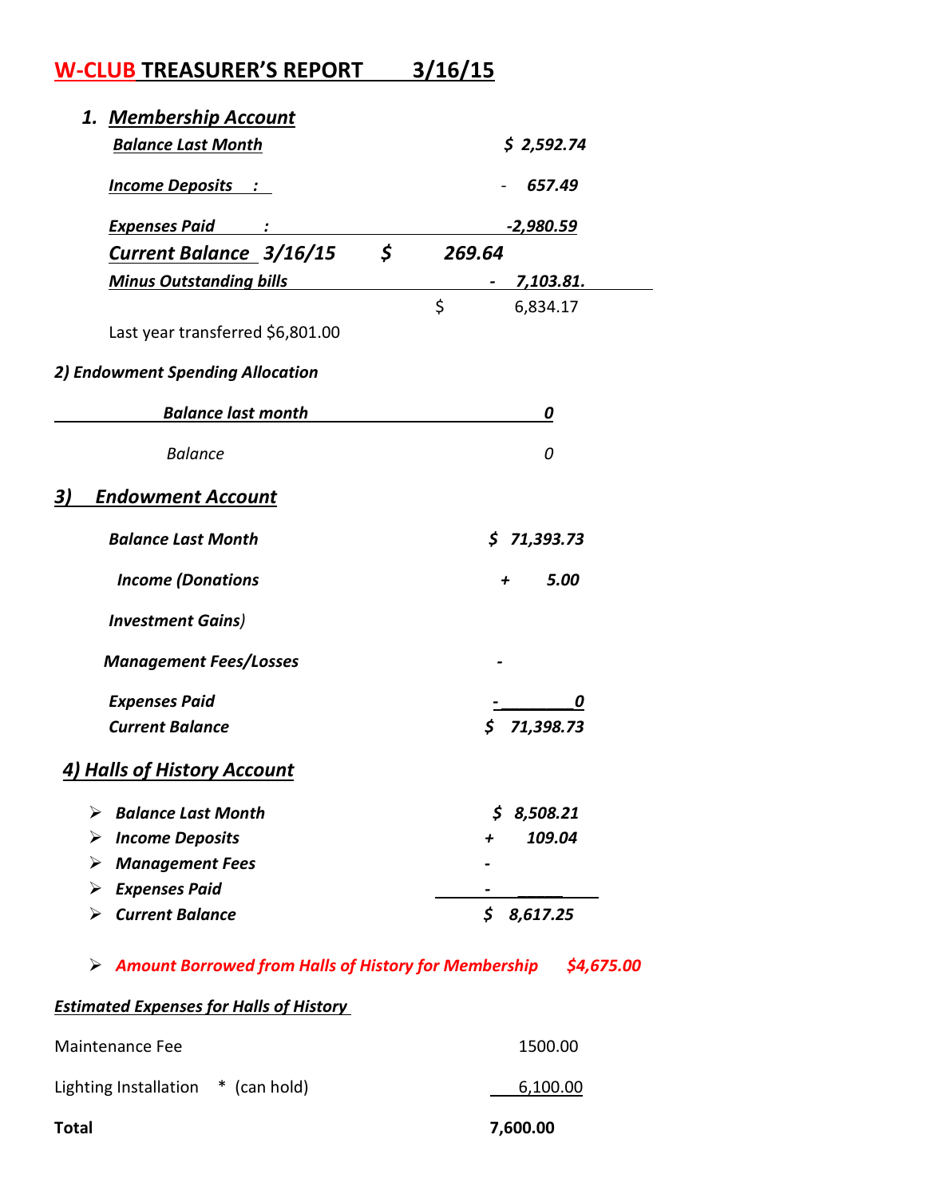# W-CLUB TREASURER'S REPORT 3/16/15

## 1. *Membership Account*

| | |
|---|---|
| ***Balance Last Month*** | ***$ 2,592.74*** |
| ***Income Deposits :*** | ***- 657.49*** |
| ***Expenses Paid :*** | ***-2,980.59*** |
| ***Current Balance 3/16/15*** | ***$ 269.64*** |
| ***Minus Outstanding bills*** | ***- 7,103.81.*** |
| | $ 6,834.17 |

Last year transferred $6,801.00

### *2) Endowment Spending Allocation*

| | |
|---|---|
| ***Balance last month*** | ***0*** |
| *Balance* | *0* |

## *3) Endowment Account*

| | |
|---|---|
| ***Balance Last Month*** | ***$ 71,393.73*** |
| ***Income (Donations*** | ***+ 5.00*** |
| ***Investment Gains)*** | |
| ***Management Fees/Losses*** | ***-*** |
| ***Expenses Paid*** | ***- 0*** |
| ***Current Balance*** | ***$ 71,398.73*** |

## *4) Halls of History Account*

| | |
|---|---|
| ➢ ***Balance Last Month*** | ***$ 8,508.21*** |
| ➢ ***Income Deposits*** | ***+ 109.04*** |
| ➢ ***Management Fees*** | ***-*** |
| ➢ ***Expenses Paid*** | ***-*** |
| ➢ ***Current Balance*** | ***$ 8,617.25*** |

➢ ***Amount Borrowed from Halls of History for Membership $4,675.00***

***Estimated Expenses for Halls of History***

| | |
|---|---|
| Maintenance Fee | 1500.00 |
| Lighting Installation * (can hold) | 6,100.00 |
| **Total** | **7,600.00** |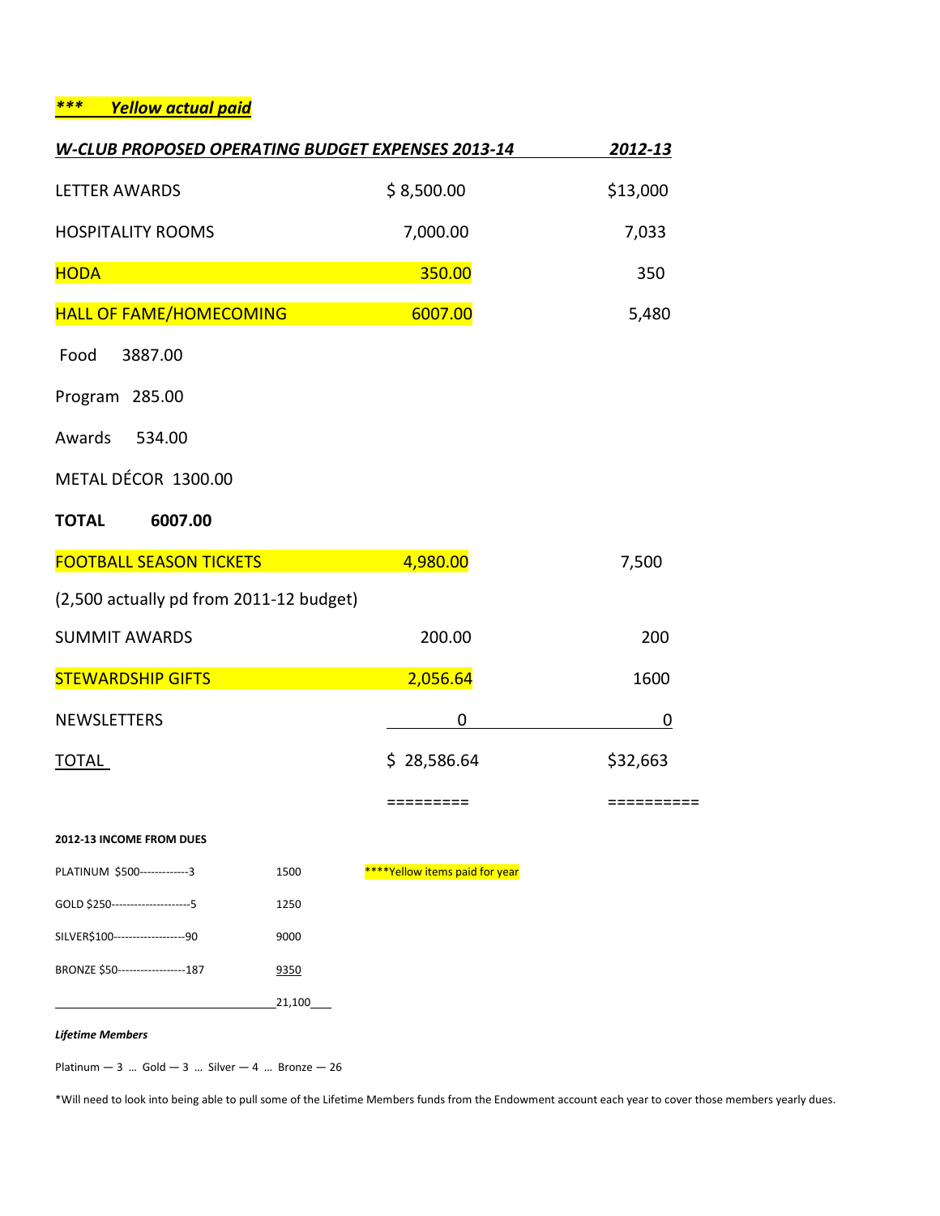***\*\*\* Yellow actual paid***

| ***W-CLUB PROPOSED OPERATING BUDGET EXPENSES 2013-14*** | | ***2012-13*** |
|---|---|---|
| LETTER AWARDS | $ 8,500.00 | $13,000 |
| HOSPITALITY ROOMS | 7,000.00 | 7,033 |
| HODA | 350.00 | 350 |
| HALL OF FAME/HOMECOMING | 6007.00 | 5,480 |
| Food 3887.00 | | |
| Program 285.00 | | |
| Awards 534.00 | | |
| METAL DÉCOR 1300.00 | | |
| **TOTAL 6007.00** | | |
| FOOTBALL SEASON TICKETS | 4,980.00 | 7,500 |
| (2,500 actually pd from 2011-12 budget) | | |
| SUMMIT AWARDS | 200.00 | 200 |
| STEWARDSHIP GIFTS | 2,056.64 | 1600 |
| NEWSLETTERS | 0 | 0 |
| TOTAL | $ 28,586.64 | $32,663 |
| | ========= | ========== |

**2012-13 INCOME FROM DUES**

| | | |
|---|---|---|
| PLATINUM $500-------------3 | 1500 | ****Yellow items paid for year |
| GOLD $250---------------------5 | 1250 | |
| SILVER$100-------------------90 | 9000 | |
| BRONZE $50------------------187 | 9350 | |
| | 21,100 | |

***Lifetime Members***

Platinum — 3 … Gold — 3 … Silver — 4 … Bronze — 26

*Will need to look into being able to pull some of the Lifetime Members funds from the Endowment account each year to cover those members yearly dues.